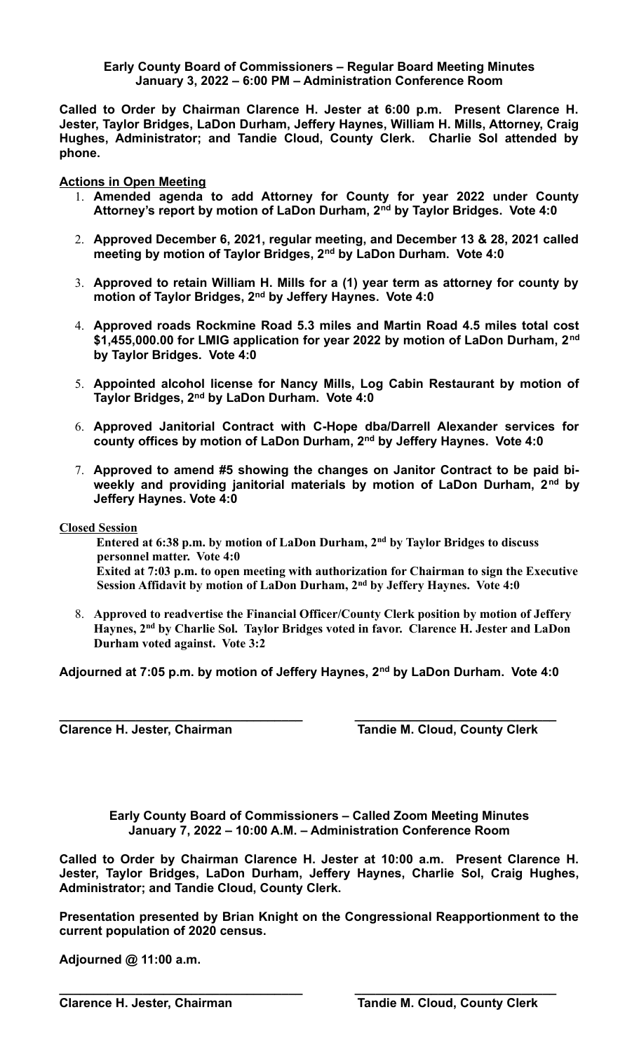**Early County Board of Commissioners – Regular Board Meeting Minutes**
**January 3, 2022 – 6:00 PM – Administration Conference Room**

**Called to Order by Chairman Clarence H. Jester at 6:00 p.m. Present Clarence H. Jester, Taylor Bridges, LaDon Durham, Jeffery Haynes, William H. Mills, Attorney, Craig Hughes, Administrator; and Tandie Cloud, County Clerk. Charlie Sol attended by phone.**

**Actions in Open Meeting**

1. **Amended agenda to add Attorney for County for year 2022 under County Attorney's report by motion of LaDon Durham, 2nd by Taylor Bridges. Vote 4:0**
2. **Approved December 6, 2021, regular meeting, and December 13 & 28, 2021 called meeting by motion of Taylor Bridges, 2nd by LaDon Durham. Vote 4:0**
3. **Approved to retain William H. Mills for a (1) year term as attorney for county by motion of Taylor Bridges, 2nd by Jeffery Haynes. Vote 4:0**
4. **Approved roads Rockmine Road 5.3 miles and Martin Road 4.5 miles total cost $1,455,000.00 for LMIG application for year 2022 by motion of LaDon Durham, 2nd by Taylor Bridges. Vote 4:0**
5. **Appointed alcohol license for Nancy Mills, Log Cabin Restaurant by motion of Taylor Bridges, 2nd by LaDon Durham. Vote 4:0**
6. **Approved Janitorial Contract with C-Hope dba/Darrell Alexander services for county offices by motion of LaDon Durham, 2nd by Jeffery Haynes. Vote 4:0**
7. **Approved to amend #5 showing the changes on Janitor Contract to be paid bi-weekly and providing janitorial materials by motion of LaDon Durham, 2nd by Jeffery Haynes. Vote 4:0**

**Closed Session**

**Entered at 6:38 p.m. by motion of LaDon Durham, 2nd by Taylor Bridges to discuss personnel matter. Vote 4:0**
**Exited at 7:03 p.m. to open meeting with authorization for Chairman to sign the Executive Session Affidavit by motion of LaDon Durham, 2nd by Jeffery Haynes. Vote 4:0**

8. **Approved to readvertise the Financial Officer/County Clerk position by motion of Jeffery Haynes, 2nd by Charlie Sol. Taylor Bridges voted in favor. Clarence H. Jester and LaDon Durham voted against. Vote 3:2**

**Adjourned at 7:05 p.m. by motion of Jeffery Haynes, 2nd by LaDon Durham. Vote 4:0**

**Clarence H. Jester, Chairman** **Tandie M. Cloud, County Clerk**

**Early County Board of Commissioners – Called Zoom Meeting Minutes**
**January 7, 2022 – 10:00 A.M. – Administration Conference Room**

**Called to Order by Chairman Clarence H. Jester at 10:00 a.m. Present Clarence H. Jester, Taylor Bridges, LaDon Durham, Jeffery Haynes, Charlie Sol, Craig Hughes, Administrator; and Tandie Cloud, County Clerk.**

**Presentation presented by Brian Knight on the Congressional Reapportionment to the current population of 2020 census.**

**Adjourned @ 11:00 a.m.**

**Clarence H. Jester, Chairman** **Tandie M. Cloud, County Clerk**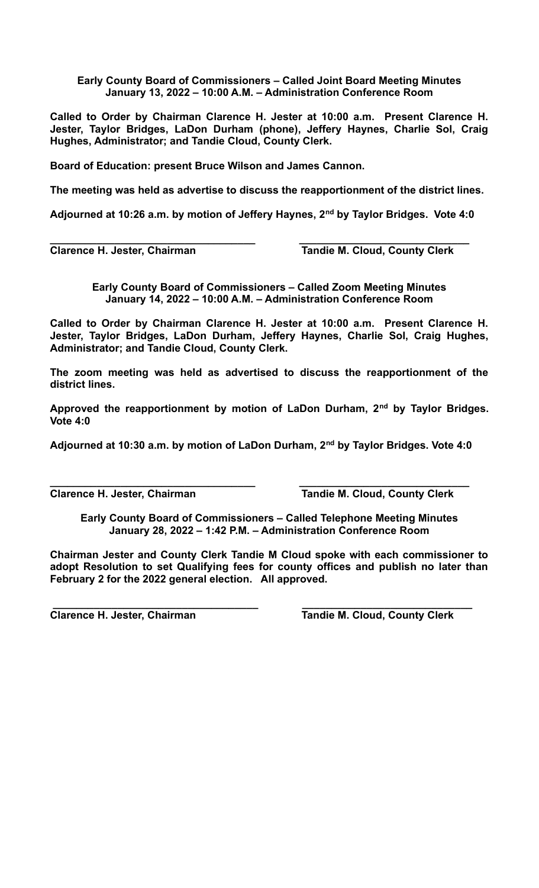**Early County Board of Commissioners – Called Joint Board Meeting Minutes**
**January 13, 2022 – 10:00 A.M. – Administration Conference Room**

**Called to Order by Chairman Clarence H. Jester at 10:00 a.m. Present Clarence H. Jester, Taylor Bridges, LaDon Durham (phone), Jeffery Haynes, Charlie Sol, Craig Hughes, Administrator; and Tandie Cloud, County Clerk.**

**Board of Education: present Bruce Wilson and James Cannon.**

**The meeting was held as advertise to discuss the reapportionment of the district lines.**

**Adjourned at 10:26 a.m. by motion of Jeffery Haynes, 2nd by Taylor Bridges. Vote 4:0**

**\_\_\_\_\_\_\_\_\_\_\_\_\_\_\_\_\_\_\_\_\_\_\_\_\_\_\_\_\_\_\_\_\_\_\_ \_\_\_\_\_\_\_\_\_\_\_\_\_\_\_\_\_\_\_\_\_\_\_\_\_\_\_\_\_\_\_**
**Clarence H. Jester, Chairman Tandie M. Cloud, County Clerk**

**Early County Board of Commissioners – Called Zoom Meeting Minutes**
**January 14, 2022 – 10:00 A.M. – Administration Conference Room**

**Called to Order by Chairman Clarence H. Jester at 10:00 a.m. Present Clarence H. Jester, Taylor Bridges, LaDon Durham, Jeffery Haynes, Charlie Sol, Craig Hughes, Administrator; and Tandie Cloud, County Clerk.**

**The zoom meeting was held as advertised to discuss the reapportionment of the district lines.**

**Approved the reapportionment by motion of LaDon Durham, 2nd by Taylor Bridges. Vote 4:0**

**Adjourned at 10:30 a.m. by motion of LaDon Durham, 2nd by Taylor Bridges. Vote 4:0**

**\_\_\_\_\_\_\_\_\_\_\_\_\_\_\_\_\_\_\_\_\_\_\_\_\_\_\_\_\_\_\_\_\_\_\_ \_\_\_\_\_\_\_\_\_\_\_\_\_\_\_\_\_\_\_\_\_\_\_\_\_\_\_\_\_\_\_**
**Clarence H. Jester, Chairman Tandie M. Cloud, County Clerk**

**Early County Board of Commissioners – Called Telephone Meeting Minutes**
**January 28, 2022 – 1:42 P.M. – Administration Conference Room**

**Chairman Jester and County Clerk Tandie M Cloud spoke with each commissioner to adopt Resolution to set Qualifying fees for county offices and publish no later than February 2 for the 2022 general election. All approved.**

**\_\_\_\_\_\_\_\_\_\_\_\_\_\_\_\_\_\_\_\_\_\_\_\_\_\_\_\_\_\_\_\_\_\_\_ \_\_\_\_\_\_\_\_\_\_\_\_\_\_\_\_\_\_\_\_\_\_\_\_\_\_\_\_\_\_\_**
**Clarence H. Jester, Chairman Tandie M. Cloud, County Clerk**